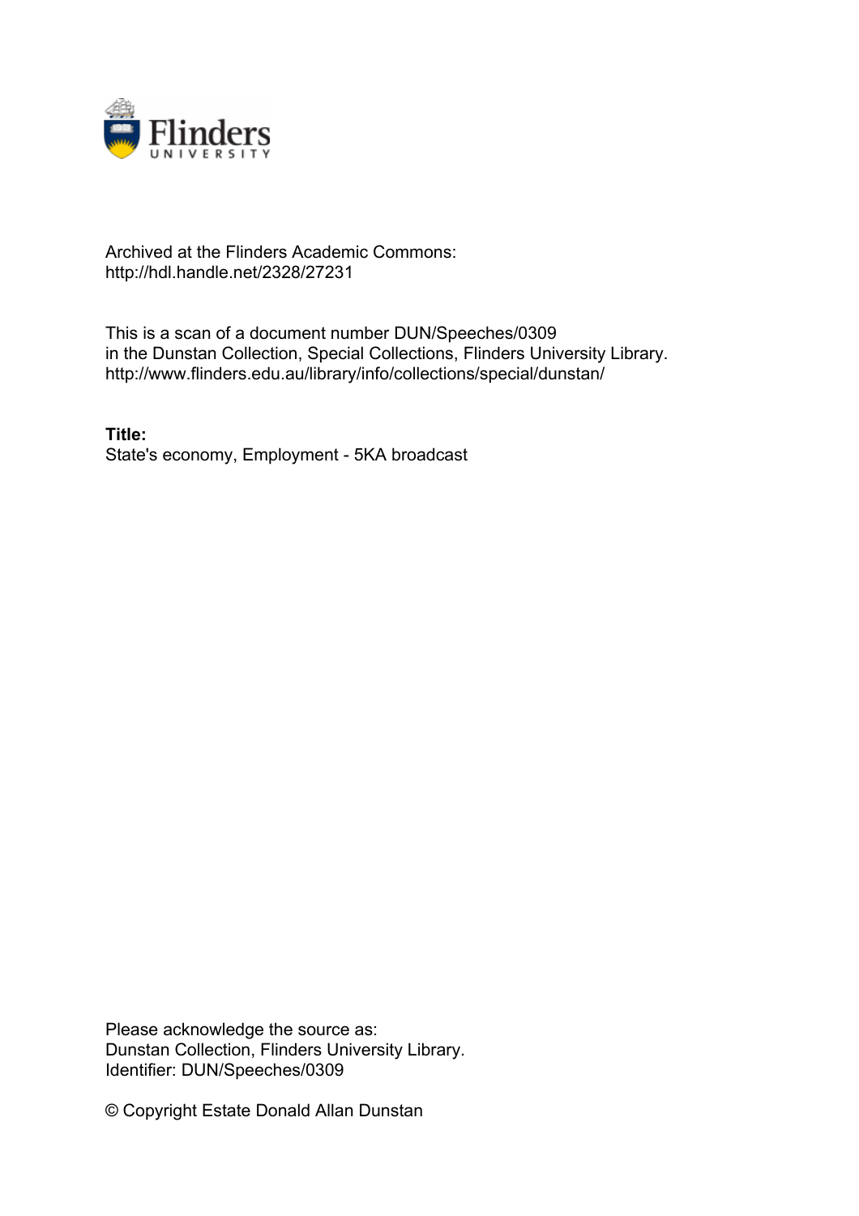Archived at the Flinders Academic Commons:
http://hdl.handle.net/2328/27231

This is a scan of a document number DUN/Speeches/0309
in the Dunstan Collection, Special Collections, Flinders University Library.
http://www.flinders.edu.au/library/info/collections/special/dunstan/

**Title:**
State's economy, Employment - 5KA broadcast

Please acknowledge the source as:
Dunstan Collection, Flinders University Library.
Identifier: DUN/Speeches/0309

© Copyright Estate Donald Allan Dunstan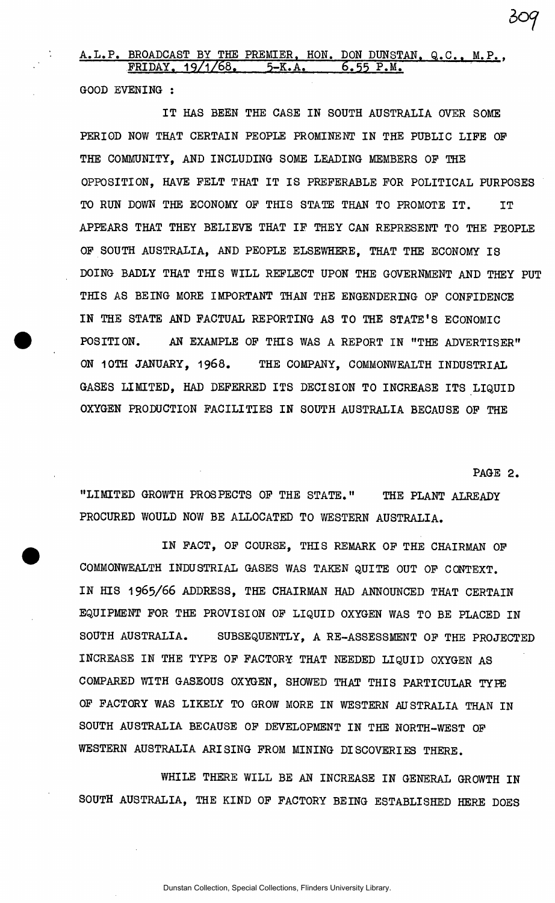A.L.P. BROADCAST BY THE PREMIER, HON. DON DUNSTAN, Q.C., M.P., FRIDAY, 19/1/68. 5-K.A. 6.55 P.M.

GOOD EVENING :

IT HAS BEEN THE CASE IN SOUTH AUSTRALIA OVER SOME PERIOD NOW THAT CERTAIN PEOPLE PROMINENT IN THE PUBLIC LIFE OF THE COMMUNITY, AND INCLUDING SOME LEADING MEMBERS OF THE OPPOSITION, HAVE FELT THAT IT IS PREFERABLE FOR POLITICAL PURPOSES TO RUN DOWN THE ECONOMY OF THIS STATE THAN TO PROMOTE IT. IT APPEARS THAT THEY BELIEVE THAT IF THEY CAN REPRESENT TO THE PEOPLE OF SOUTH AUSTRALIA, AND PEOPLE ELSEWHERE, THAT THE ECONOMY IS DOING BADLY THAT THIS WILL REFLECT UPON THE GOVERNMENT AND THEY PUT THIS AS BEING MORE IMPORTANT THAN THE ENGENDERING OF CONFIDENCE IN THE STATE AND FACTUAL REPORTING AS TO THE STATE'S ECONOMIC POSITION. AN EXAMPLE OF THIS WAS A REPORT IN "THE ADVERTISER" ON 10TH JANUARY, 1968. THE COMPANY, COMMONWEALTH INDUSTRIAL GASES LIMITED, HAD DEFERRED ITS DECISION TO INCREASE ITS LIQUID OXYGEN PRODUCTION FACILITIES IN SOUTH AUSTRALIA BECAUSE OF THE "LIMITED GROWTH PROSPECTS OF THE STATE." THE PLANT ALREADY PROCURED WOULD NOW BE ALLOCATED TO WESTERN AUSTRALIA.

IN FACT, OF COURSE, THIS REMARK OF THE CHAIRMAN OF COMMONWEALTH INDUSTRIAL GASES WAS TAKEN QUITE OUT OF CONTEXT. IN HIS 1965/66 ADDRESS, THE CHAIRMAN HAD ANNOUNCED THAT CERTAIN EQUIPMENT FOR THE PROVISION OF LIQUID OXYGEN WAS TO BE PLACED IN SOUTH AUSTRALIA. SUBSEQUENTLY, A RE-ASSESSMENT OF THE PROJECTED INCREASE IN THE TYPE OF FACTORY THAT NEEDED LIQUID OXYGEN AS COMPARED WITH GASEOUS OXYGEN, SHOWED THAT THIS PARTICULAR TYPE OF FACTORY WAS LIKELY TO GROW MORE IN WESTERN AUSTRALIA THAN IN SOUTH AUSTRALIA BECAUSE OF DEVELOPMENT IN THE NORTH-WEST OF WESTERN AUSTRALIA ARISING FROM MINING DISCOVERIES THERE.

WHILE THERE WILL BE AN INCREASE IN GENERAL GROWTH IN SOUTH AUSTRALIA, THE KIND OF FACTORY BEING ESTABLISHED HERE DOES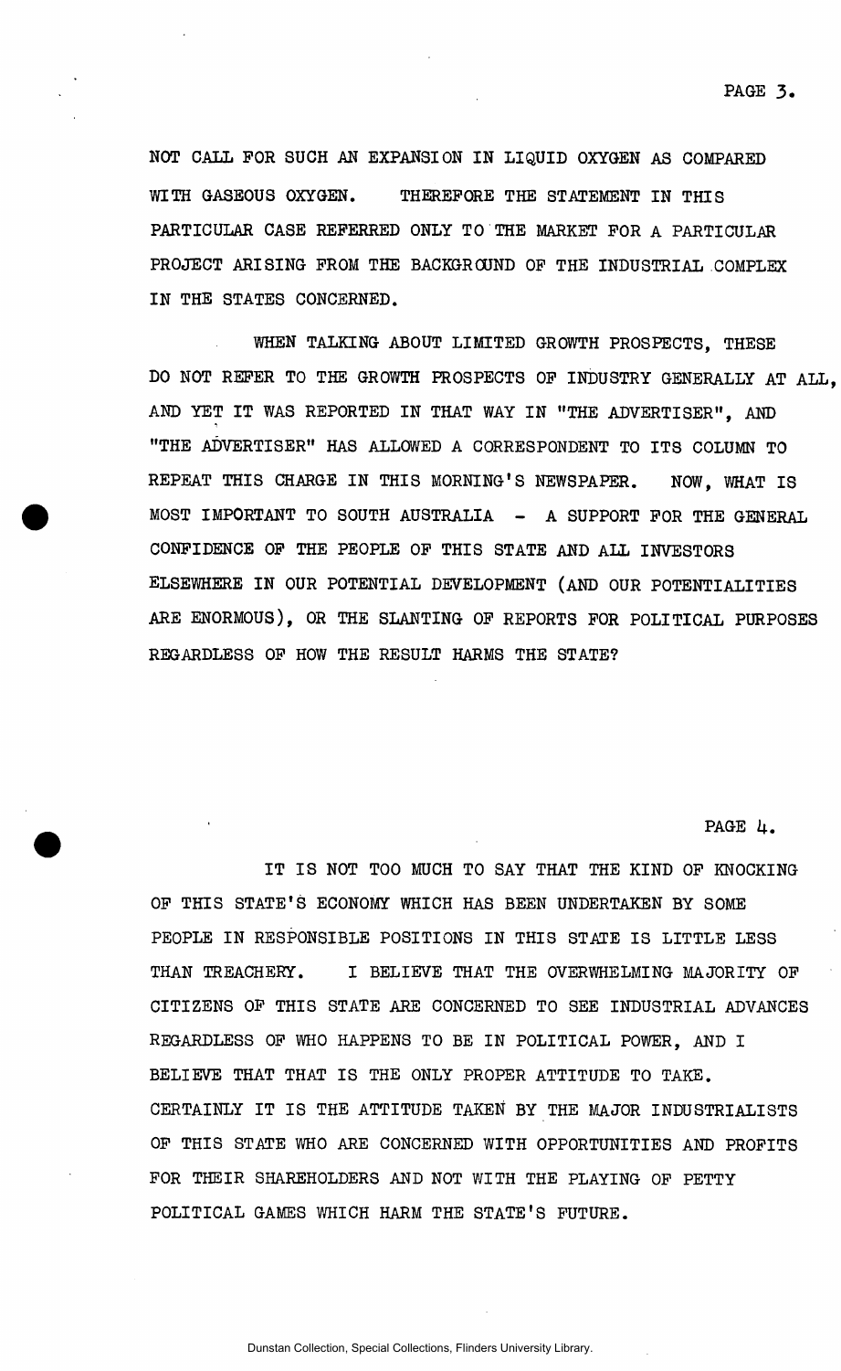NOT CALL FOR SUCH AN EXPANSION IN LIQUID OXYGEN AS COMPARED WITH GASEOUS OXYGEN. THEREFORE THE STATEMENT IN THIS PARTICULAR CASE REFERRED ONLY TO THE MARKET FOR A PARTICULAR PROJECT ARISING FROM THE BACKGROUND OF THE INDUSTRIAL COMPLEX IN THE STATES CONCERNED.

WHEN TALKING ABOUT LIMITED GROWTH PROSPECTS, THESE DO NOT REFER TO THE GROWTH PROSPECTS OF INDUSTRY GENERALLY AT ALL, AND YET IT WAS REPORTED IN THAT WAY IN "THE ADVERTISER", AND "THE ADVERTISER" HAS ALLOWED A CORRESPONDENT TO ITS COLUMN TO REPEAT THIS CHARGE IN THIS MORNING'S NEWSPAPER. NOW, WHAT IS MOST IMPORTANT TO SOUTH AUSTRALIA - A SUPPORT FOR THE GENERAL CONFIDENCE OF THE PEOPLE OF THIS STATE AND ALL INVESTORS ELSEWHERE IN OUR POTENTIAL DEVELOPMENT (AND OUR POTENTIALITIES ARE ENORMOUS), OR THE SLANTING OF REPORTS FOR POLITICAL PURPOSES REGARDLESS OF HOW THE RESULT HARMS THE STATE?

IT IS NOT TOO MUCH TO SAY THAT THE KIND OF KNOCKING OF THIS STATE'S ECONOMY WHICH HAS BEEN UNDERTAKEN BY SOME PEOPLE IN RESPONSIBLE POSITIONS IN THIS STATE IS LITTLE LESS THAN TREACHERY. I BELIEVE THAT THE OVERWHELMING MAJORITY OF CITIZENS OF THIS STATE ARE CONCERNED TO SEE INDUSTRIAL ADVANCES REGARDLESS OF WHO HAPPENS TO BE IN POLITICAL POWER, AND I BELIEVE THAT THAT IS THE ONLY PROPER ATTITUDE TO TAKE. CERTAINLY IT IS THE ATTITUDE TAKEN BY THE MAJOR INDUSTRIALISTS OF THIS STATE WHO ARE CONCERNED WITH OPPORTUNITIES AND PROFITS FOR THEIR SHAREHOLDERS AND NOT WITH THE PLAYING OF PETTY POLITICAL GAMES WHICH HARM THE STATE'S FUTURE.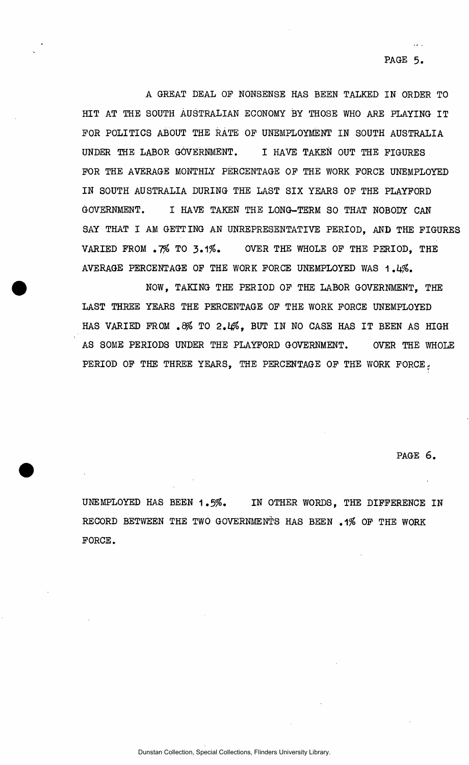A GREAT DEAL OF NONSENSE HAS BEEN TALKED IN ORDER TO HIT AT THE SOUTH AUSTRALIAN ECONOMY BY THOSE WHO ARE PLAYING IT FOR POLITICS ABOUT THE RATE OF UNEMPLOYMENT IN SOUTH AUSTRALIA UNDER THE LABOR GOVERNMENT. I HAVE TAKEN OUT THE FIGURES FOR THE AVERAGE MONTHLY PERCENTAGE OF THE WORK FORCE UNEMPLOYED IN SOUTH AUSTRALIA DURING THE LAST SIX YEARS OF THE PLAYFORD GOVERNMENT. I HAVE TAKEN THE LONG-TERM SO THAT NOBODY CAN SAY THAT I AM GETTING AN UNREPRESENTATIVE PERIOD, AND THE FIGURES VARIED FROM .7% TO 3.1%. OVER THE WHOLE OF THE PERIOD, THE AVERAGE PERCENTAGE OF THE WORK FORCE UNEMPLOYED WAS 1.4%.

NOW, TAKING THE PERIOD OF THE LABOR GOVERNMENT, THE LAST THREE YEARS THE PERCENTAGE OF THE WORK FORCE UNEMPLOYED HAS VARIED FROM .8% TO 2.4%, BUT IN NO CASE HAS IT BEEN AS HIGH AS SOME PERIODS UNDER THE PLAYFORD GOVERNMENT. OVER THE WHOLE PERIOD OF THE THREE YEARS, THE PERCENTAGE OF THE WORK FORCE UNEMPLOYED HAS BEEN 1.5%. IN OTHER WORDS, THE DIFFERENCE IN RECORD BETWEEN THE TWO GOVERNMENTS HAS BEEN .1% OF THE WORK FORCE.